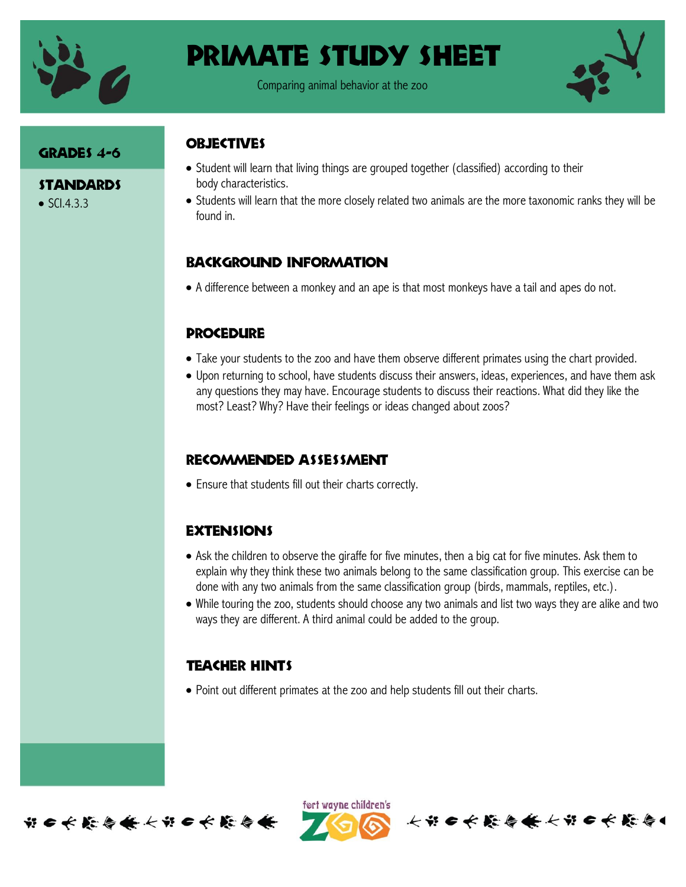# Primate Study Sheet

Comparing animal behavior at the zoo

## Grades 4-6

## Standards

- SCI.4.3.3

## Objectives

- Student will learn that living things are grouped together (classified) according to their body characteristics.
- Students will learn that the more closely related two animals are the more taxonomic ranks they will be found in.

## Background Information

- A difference between a monkey and an ape is that most monkeys have a tail and apes do not.

## Procedure

- Take your students to the zoo and have them observe different primates using the chart provided.
- Upon returning to school, have students discuss their answers, ideas, experiences, and have them ask any questions they may have. Encourage students to discuss their reactions. What did they like the most? Least? Why? Have their feelings or ideas changed about zoos?

## Recommended Assessment

- Ensure that students fill out their charts correctly.

## Extensions

- Ask the children to observe the giraffe for five minutes, then a big cat for five minutes. Ask them to explain why they think these two animals belong to the same classification group. This exercise can be done with any two animals from the same classification group (birds, mammals, reptiles, etc.).
- While touring the zoo, students should choose any two animals and list two ways they are alike and two ways they are different. A third animal could be added to the group.

## Teacher Hints

- Point out different primates at the zoo and help students fill out their charts.

fort wayne children's ZOO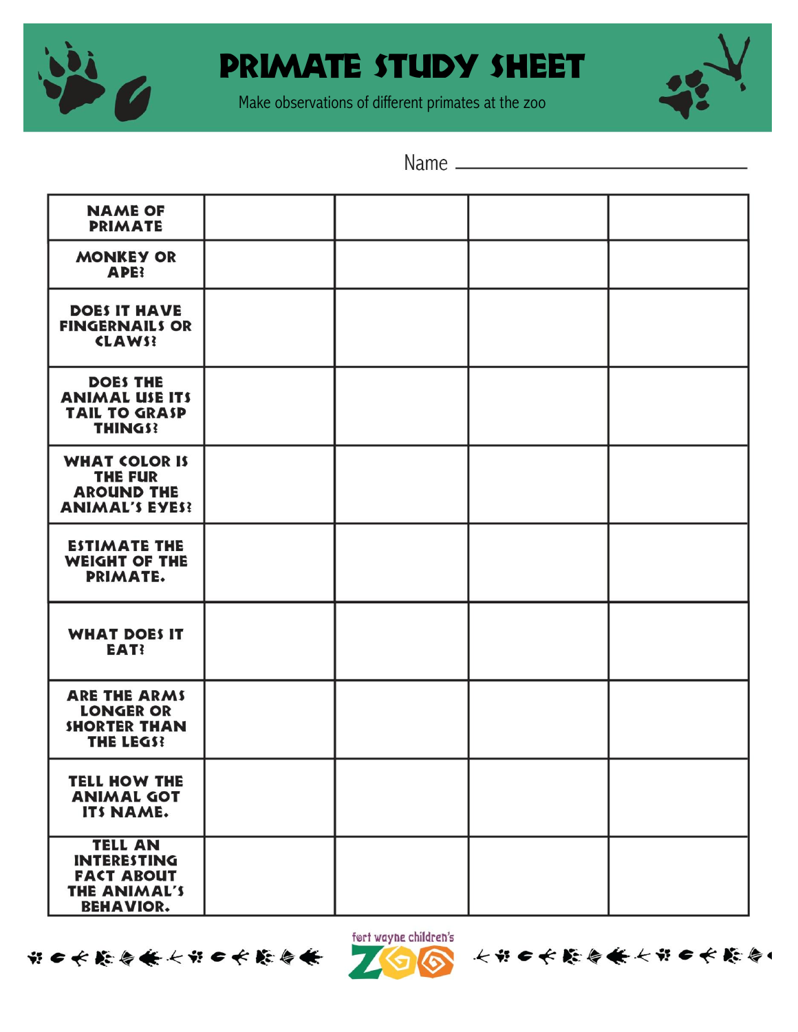# PRIMATE STUDY SHEET

Make observations of different primates at the zoo

Name ___________________________

| | | | | |
|---|---|---|---|---|
| **NAME OF PRIMATE** | | | | |
| **MONKEY OR APE?** | | | | |
| **DOES IT HAVE FINGERNAILS OR CLAWS?** | | | | |
| **DOES THE ANIMAL USE ITS TAIL TO GRASP THINGS?** | | | | |
| **WHAT COLOR IS THE FUR AROUND THE ANIMAL'S EYES?** | | | | |
| **ESTIMATE THE WEIGHT OF THE PRIMATE.** | | | | |
| **WHAT DOES IT EAT?** | | | | |
| **ARE THE ARMS LONGER OR SHORTER THAN THE LEGS?** | | | | |
| **TELL HOW THE ANIMAL GOT ITS NAME.** | | | | |
| **TELL AN INTERESTING FACT ABOUT THE ANIMAL'S BEHAVIOR.** | | | | |

fort wayne children's ZOO